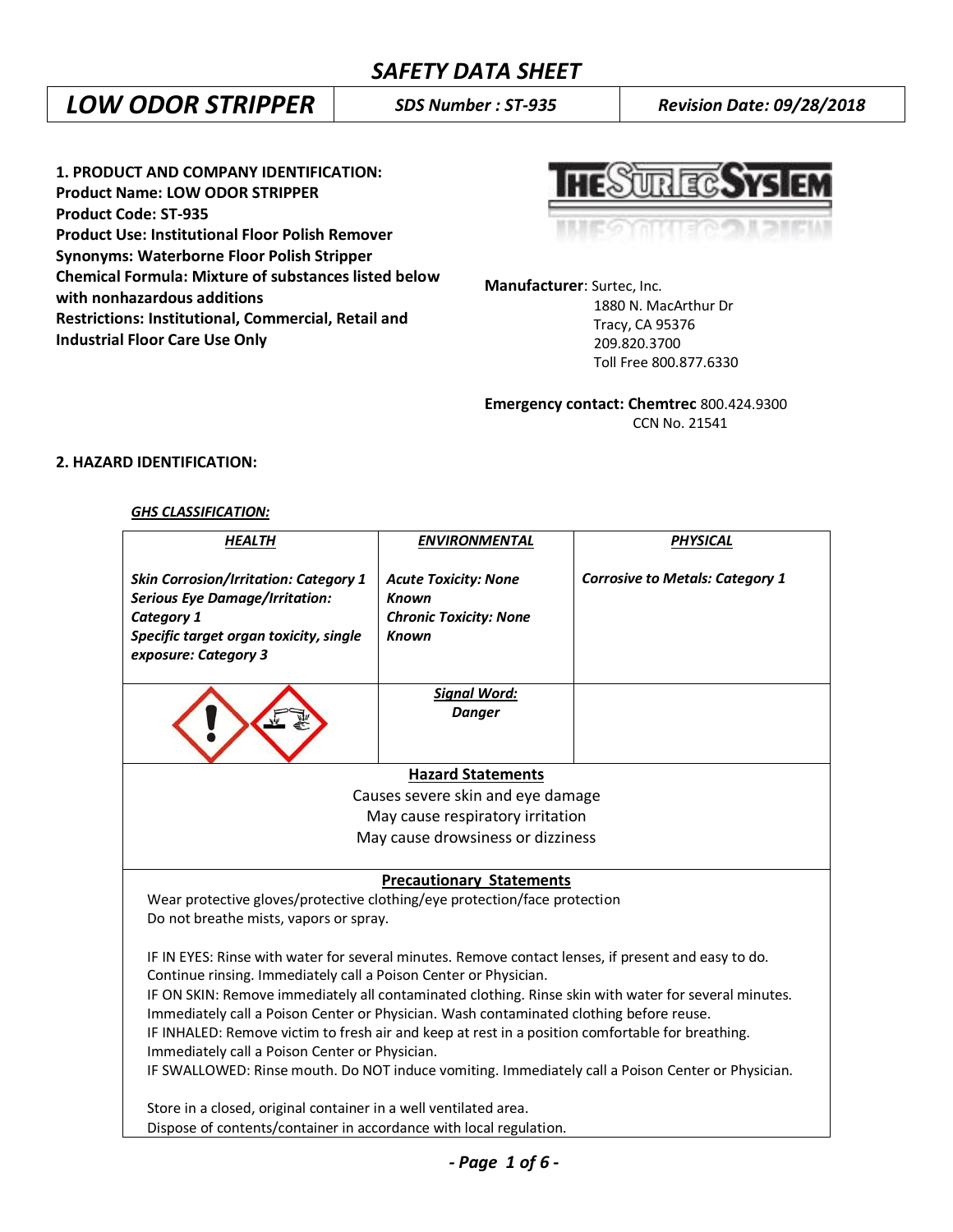# SAFETY DATA SHEET

| LOW ODOR STRIPPER | SDS Number : ST-935 | Revision Date: 09/28/2018 |
|---|---|---|

**1. PRODUCT AND COMPANY IDENTIFICATION:**
**Product Name: LOW ODOR STRIPPER**
**Product Code: ST-935**
**Product Use: Institutional Floor Polish Remover**
**Synonyms: Waterborne Floor Polish Stripper**
**Chemical Formula: Mixture of substances listed below with nonhazardous additions**
**Restrictions: Institutional, Commercial, Retail and Industrial Floor Care Use Only**

**Manufacturer**: Surtec, Inc.
1880 N. MacArthur Dr
Tracy, CA 95376
209.820.3700
Toll Free 800.877.6330

**Emergency contact: Chemtrec** 800.424.9300
CCN No. 21541

**2. HAZARD IDENTIFICATION:**

***GHS CLASSIFICATION:***

| HEALTH | ENVIRONMENTAL | PHYSICAL |
|---|---|---|
| *Skin Corrosion/Irritation: Category 1*<br>*Serious Eye Damage/Irritation: Category 1*<br>*Specific target organ toxicity, single exposure: Category 3* | *Acute Toxicity: None Known*<br>*Chronic Toxicity: None Known* | *Corrosive to Metals: Category 1* |
| | ***Signal Word:***<br>***Danger*** | |

**Hazard Statements**

Causes severe skin and eye damage
May cause respiratory irritation
May cause drowsiness or dizziness

**Precautionary Statements**

Wear protective gloves/protective clothing/eye protection/face protection
Do not breathe mists, vapors or spray.

IF IN EYES: Rinse with water for several minutes. Remove contact lenses, if present and easy to do. Continue rinsing. Immediately call a Poison Center or Physician.
IF ON SKIN: Remove immediately all contaminated clothing. Rinse skin with water for several minutes. Immediately call a Poison Center or Physician. Wash contaminated clothing before reuse.
IF INHALED: Remove victim to fresh air and keep at rest in a position comfortable for breathing. Immediately call a Poison Center or Physician.
IF SWALLOWED: Rinse mouth. Do NOT induce vomiting. Immediately call a Poison Center or Physician.

Store in a closed, original container in a well ventilated area.
Dispose of contents/container in accordance with local regulation.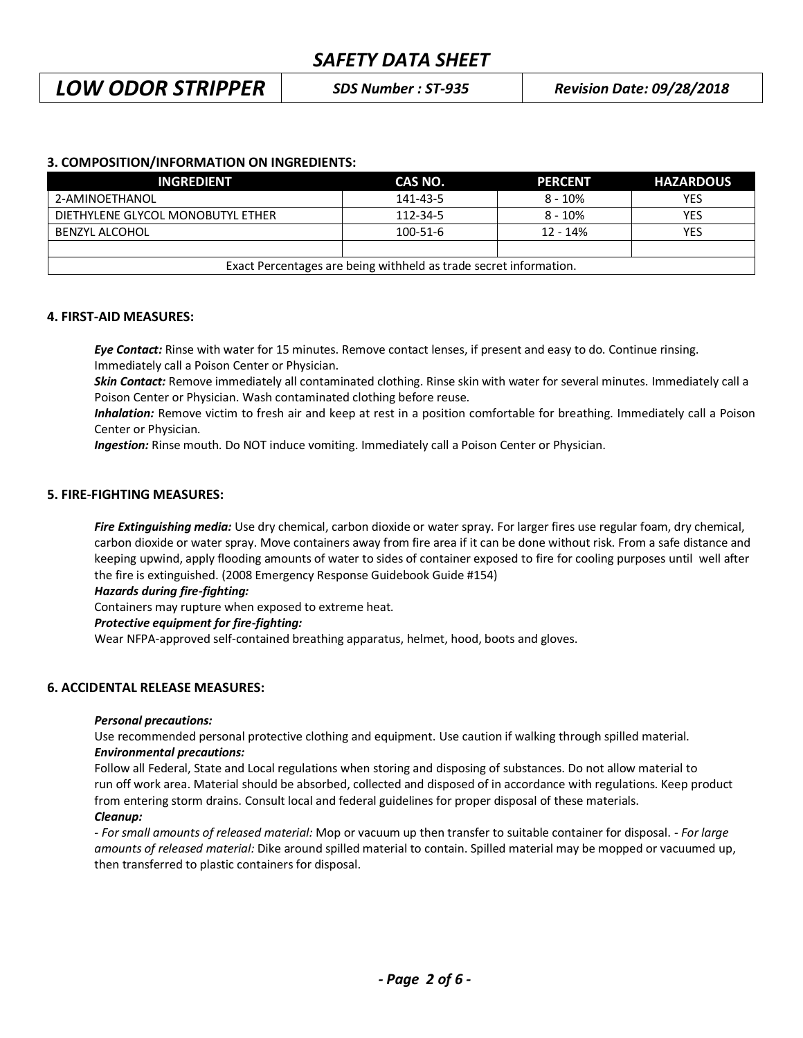## 3. COMPOSITION/INFORMATION ON INGREDIENTS:

| INGREDIENT | CAS NO. | PERCENT | HAZARDOUS |
|---|---|---|---|
| 2-AMINOETHANOL | 141-43-5 | 8 - 10% | YES |
| DIETHYLENE GLYCOL MONOBUTYL ETHER | 112-34-5 | 8 - 10% | YES |
| BENZYL ALCOHOL | 100-51-6 | 12 - 14% | YES |
| | | | |
| Exact Percentages are being withheld as trade secret information. | | | |

## 4. FIRST-AID MEASURES:

***Eye Contact:*** Rinse with water for 15 minutes. Remove contact lenses, if present and easy to do. Continue rinsing. Immediately call a Poison Center or Physician.
***Skin Contact:*** Remove immediately all contaminated clothing. Rinse skin with water for several minutes. Immediately call a Poison Center or Physician. Wash contaminated clothing before reuse.
***Inhalation:*** Remove victim to fresh air and keep at rest in a position comfortable for breathing. Immediately call a Poison Center or Physician.
***Ingestion:*** Rinse mouth. Do NOT induce vomiting. Immediately call a Poison Center or Physician.

## 5. FIRE-FIGHTING MEASURES:

***Fire Extinguishing media:*** Use dry chemical, carbon dioxide or water spray. For larger fires use regular foam, dry chemical, carbon dioxide or water spray. Move containers away from fire area if it can be done without risk. From a safe distance and keeping upwind, apply flooding amounts of water to sides of container exposed to fire for cooling purposes until well after the fire is extinguished. (2008 Emergency Response Guidebook Guide #154)

***Hazards during fire-fighting:***
Containers may rupture when exposed to extreme heat.

***Protective equipment for fire-fighting:***
Wear NFPA-approved self-contained breathing apparatus, helmet, hood, boots and gloves.

## 6. ACCIDENTAL RELEASE MEASURES:

***Personal precautions:***
Use recommended personal protective clothing and equipment. Use caution if walking through spilled material.

***Environmental precautions:***
Follow all Federal, State and Local regulations when storing and disposing of substances. Do not allow material to run off work area. Material should be absorbed, collected and disposed of in accordance with regulations. Keep product from entering storm drains. Consult local and federal guidelines for proper disposal of these materials.

***Cleanup:***
- *For small amounts of released material:* Mop or vacuum up then transfer to suitable container for disposal. - *For large amounts of released material:* Dike around spilled material to contain. Spilled material may be mopped or vacuumed up, then transferred to plastic containers for disposal.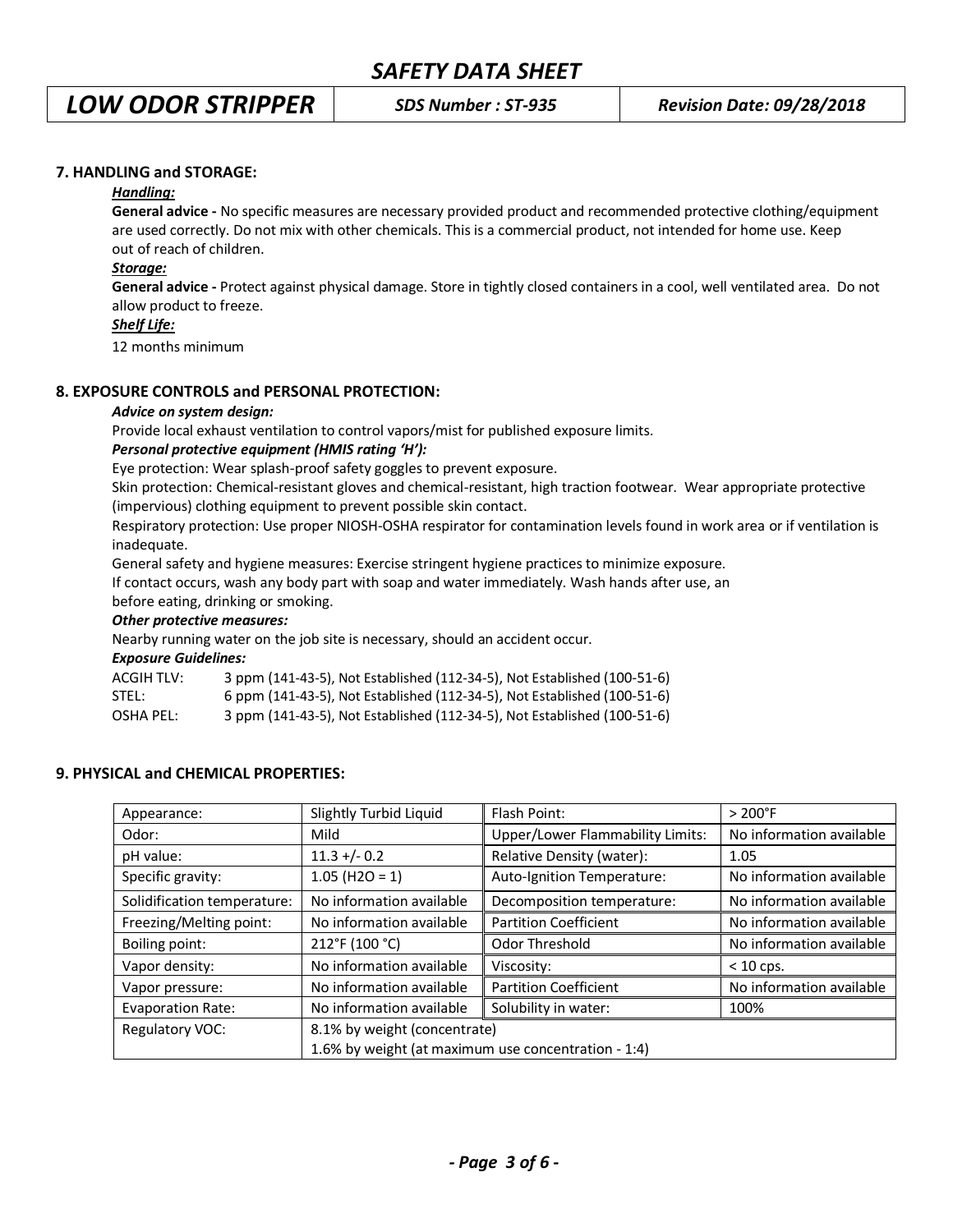## 7. HANDLING and STORAGE:

***Handling:***

**General advice -** No specific measures are necessary provided product and recommended protective clothing/equipment are used correctly. Do not mix with other chemicals. This is a commercial product, not intended for home use. Keep out of reach of children.

***Storage:***

**General advice -** Protect against physical damage. Store in tightly closed containers in a cool, well ventilated area. Do not allow product to freeze.

***Shelf Life:***

12 months minimum

## 8. EXPOSURE CONTROLS and PERSONAL PROTECTION:

***Advice on system design:***

Provide local exhaust ventilation to control vapors/mist for published exposure limits.

***Personal protective equipment (HMIS rating 'H'):***

Eye protection: Wear splash-proof safety goggles to prevent exposure.

Skin protection: Chemical-resistant gloves and chemical-resistant, high traction footwear. Wear appropriate protective (impervious) clothing equipment to prevent possible skin contact.

Respiratory protection: Use proper NIOSH-OSHA respirator for contamination levels found in work area or if ventilation is inadequate.

General safety and hygiene measures: Exercise stringent hygiene practices to minimize exposure.

If contact occurs, wash any body part with soap and water immediately. Wash hands after use, an before eating, drinking or smoking.

***Other protective measures:***

Nearby running water on the job site is necessary, should an accident occur.

***Exposure Guidelines:***

ACGIH TLV: 3 ppm (141-43-5), Not Established (112-34-5), Not Established (100-51-6)

STEL: 6 ppm (141-43-5), Not Established (112-34-5), Not Established (100-51-6)

OSHA PEL: 3 ppm (141-43-5), Not Established (112-34-5), Not Established (100-51-6)

## 9. PHYSICAL and CHEMICAL PROPERTIES:

| | | | |
|---|---|---|---|
| Appearance: | Slightly Turbid Liquid | Flash Point: | > 200°F |
| Odor: | Mild | Upper/Lower Flammability Limits: | No information available |
| pH value: | 11.3 +/- 0.2 | Relative Density (water): | 1.05 |
| Specific gravity: | 1.05 (H2O = 1) | Auto-Ignition Temperature: | No information available |
| Solidification temperature: | No information available | Decomposition temperature: | No information available |
| Freezing/Melting point: | No information available | Partition Coefficient | No information available |
| Boiling point: | 212°F (100 °C) | Odor Threshold | No information available |
| Vapor density: | No information available | Viscosity: | < 10 cps. |
| Vapor pressure: | No information available | Partition Coefficient | No information available |
| Evaporation Rate: | No information available | Solubility in water: | 100% |
| Regulatory VOC: | 8.1% by weight (concentrate)<br>1.6% by weight (at maximum use concentration - 1:4) | | |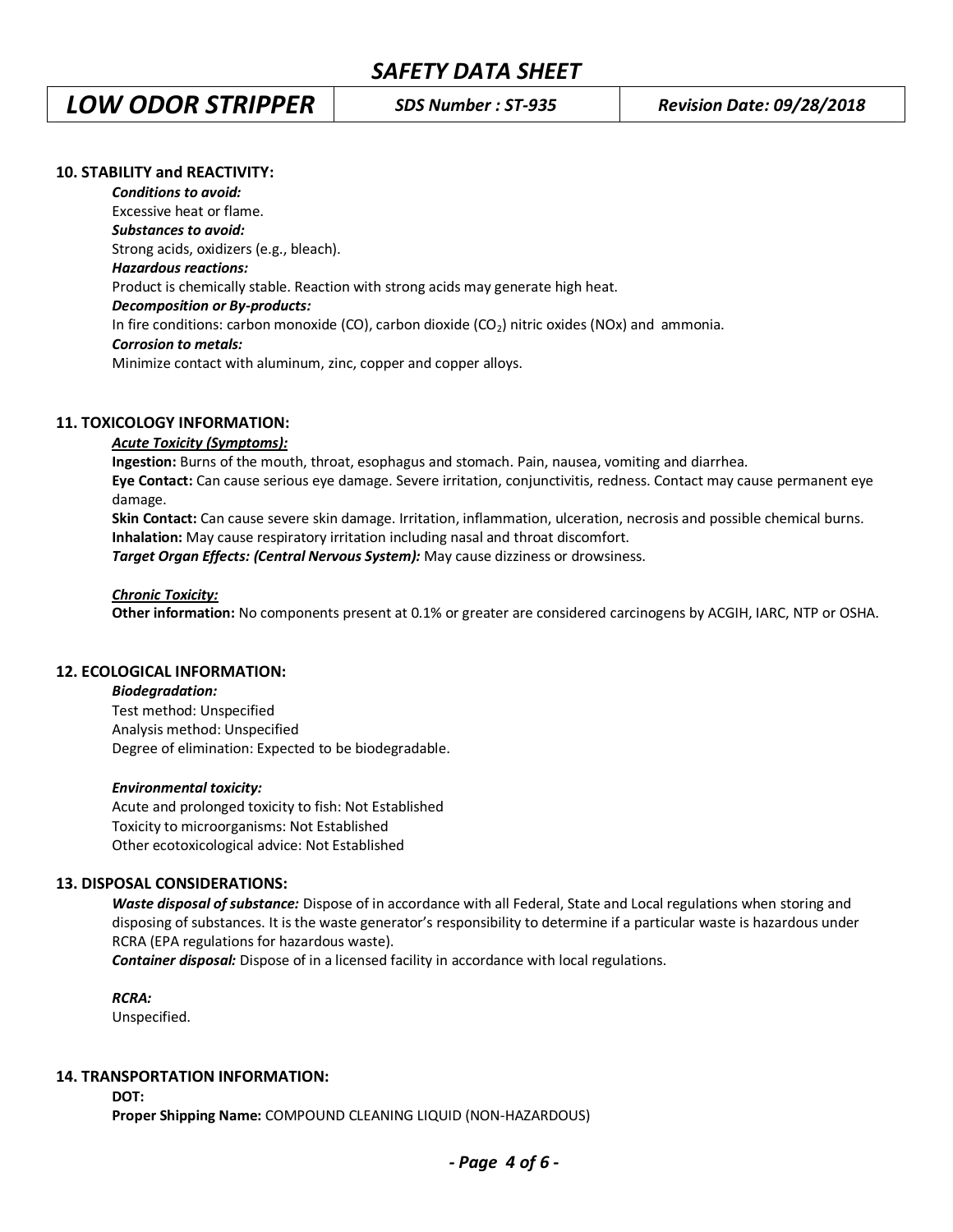## 10. STABILITY and REACTIVITY:

***Conditions to avoid:***
Excessive heat or flame.

***Substances to avoid:***
Strong acids, oxidizers (e.g., bleach).

***Hazardous reactions:***
Product is chemically stable. Reaction with strong acids may generate high heat.

***Decomposition or By-products:***
In fire conditions: carbon monoxide (CO), carbon dioxide ($CO_2$) nitric oxides (NOx) and ammonia.

***Corrosion to metals:***
Minimize contact with aluminum, zinc, copper and copper alloys.

## 11. TOXICOLOGY INFORMATION:

***Acute Toxicity (Symptoms):***

**Ingestion:** Burns of the mouth, throat, esophagus and stomach. Pain, nausea, vomiting and diarrhea.
**Eye Contact:** Can cause serious eye damage. Severe irritation, conjunctivitis, redness. Contact may cause permanent eye damage.
**Skin Contact:** Can cause severe skin damage. Irritation, inflammation, ulceration, necrosis and possible chemical burns.
**Inhalation:** May cause respiratory irritation including nasal and throat discomfort.
***Target Organ Effects: (Central Nervous System):*** May cause dizziness or drowsiness.

***Chronic Toxicity:***

**Other information:** No components present at 0.1% or greater are considered carcinogens by ACGIH, IARC, NTP or OSHA.

## 12. ECOLOGICAL INFORMATION:

***Biodegradation:***
Test method: Unspecified
Analysis method: Unspecified
Degree of elimination: Expected to be biodegradable.

***Environmental toxicity:***
Acute and prolonged toxicity to fish: Not Established
Toxicity to microorganisms: Not Established
Other ecotoxicological advice: Not Established

## 13. DISPOSAL CONSIDERATIONS:

***Waste disposal of substance:*** Dispose of in accordance with all Federal, State and Local regulations when storing and disposing of substances. It is the waste generator's responsibility to determine if a particular waste is hazardous under RCRA (EPA regulations for hazardous waste).
***Container disposal:*** Dispose of in a licensed facility in accordance with local regulations.

***RCRA:***
Unspecified.

## 14. TRANSPORTATION INFORMATION:

**DOT:**
**Proper Shipping Name:** COMPOUND CLEANING LIQUID (NON-HAZARDOUS)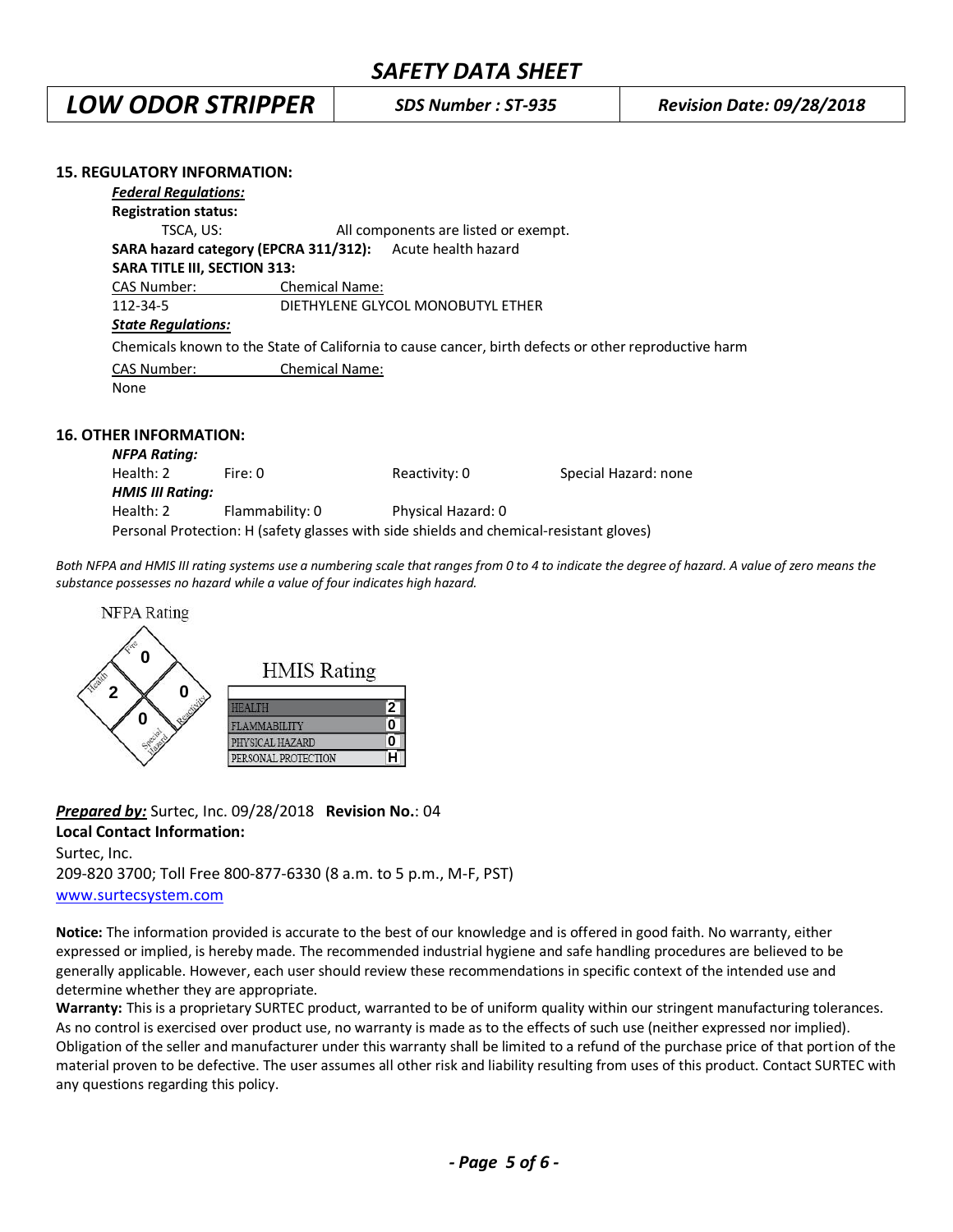## 15. REGULATORY INFORMATION:

***Federal Regulations:***

**Registration status:**

TSCA, US: All components are listed or exempt.

**SARA hazard category (EPCRA 311/312):** Acute health hazard

**SARA TITLE III, SECTION 313:**

| CAS Number: | Chemical Name: |
|---|---|
| 112-34-5 | DIETHYLENE GLYCOL MONOBUTYL ETHER |

***State Regulations:***

Chemicals known to the State of California to cause cancer, birth defects or other reproductive harm

| CAS Number: | Chemical Name: |
|---|---|
| None | |

## 16. OTHER INFORMATION:

***NFPA Rating:***

Health: 2 Fire: 0 Reactivity: 0 Special Hazard: none

***HMIS III Rating:***

Health: 2 Flammability: 0 Physical Hazard: 0

Personal Protection: H (safety glasses with side shields and chemical-resistant gloves)

*Both NFPA and HMIS III rating systems use a numbering scale that ranges from 0 to 4 to indicate the degree of hazard. A value of zero means the substance possesses no hazard while a value of four indicates high hazard.*

NFPA Rating

Fire 0
Health 2
Reactivity 0
Special Hazard 0

HMIS Rating

| | |
|---|---|
| HEALTH | 2 |
| FLAMMABILITY | 0 |
| PHYSICAL HAZARD | 0 |
| PERSONAL PROTECTION | H |

***Prepared by:*** Surtec, Inc. 09/28/2018 **Revision No.**: 04

**Local Contact Information:**

Surtec, Inc.
209-820 3700; Toll Free 800-877-6330 (8 a.m. to 5 p.m., M-F, PST)
www.surtecsystem.com

**Notice:** The information provided is accurate to the best of our knowledge and is offered in good faith. No warranty, either expressed or implied, is hereby made. The recommended industrial hygiene and safe handling procedures are believed to be generally applicable. However, each user should review these recommendations in specific context of the intended use and determine whether they are appropriate.

**Warranty:** This is a proprietary SURTEC product, warranted to be of uniform quality within our stringent manufacturing tolerances. As no control is exercised over product use, no warranty is made as to the effects of such use (neither expressed nor implied). Obligation of the seller and manufacturer under this warranty shall be limited to a refund of the purchase price of that portion of the material proven to be defective. The user assumes all other risk and liability resulting from uses of this product. Contact SURTEC with any questions regarding this policy.